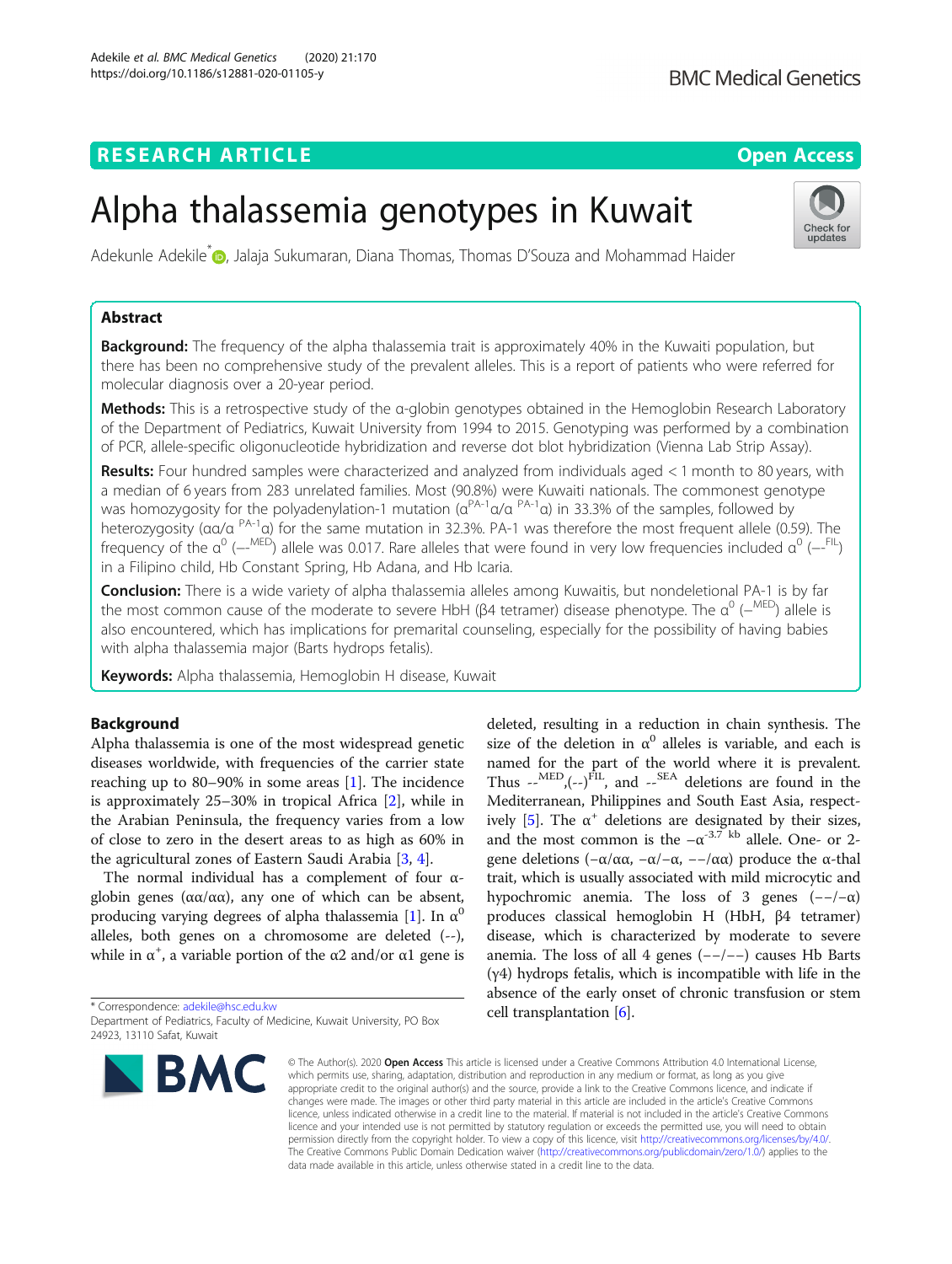# Alpha thalassemia genotypes in Kuwait

Adekunle Adekile*, Jalaja Sukumaran, Diana Thomas, Thomas D'Souza and Mohammad Haider

## Abstract

**Background:** The frequency of the alpha thalassemia trait is approximately 40% in the Kuwaiti population, but there has been no comprehensive study of the prevalent alleles. This is a report of patients who were referred for molecular diagnosis over a 20-year period.

**Methods:** This is a retrospective study of the α-globin genotypes obtained in the Hemoglobin Research Laboratory of the Department of Pediatrics, Kuwait University from 1994 to 2015. Genotyping was performed by a combination of PCR, allele-specific oligonucleotide hybridization and reverse dot blot hybridization (Vienna Lab Strip Assay).

**Results:** Four hundred samples were characterized and analyzed from individuals aged < 1 month to 80 years, with a median of 6 years from 283 unrelated families. Most (90.8%) were Kuwaiti nationals. The commonest genotype was homozygosity for the polyadenylation-1 mutation ($\alpha^{PA\text{-}1}\alpha/\alpha^{PA\text{-}1}\alpha$) in 33.3% of the samples, followed by heterozygosity ($\alpha\alpha/\alpha^{PA\text{-}1}\alpha$) for the same mutation in 32.3%. PA-1 was therefore the most frequent allele (0.59). The frequency of the $\alpha^0$ ($--^{MED}$) allele was 0.017. Rare alleles that were found in very low frequencies included $\alpha^0$ ($--^{FIL}$) in a Filipino child, Hb Constant Spring, Hb Adana, and Hb Icaria.

**Conclusion:** There is a wide variety of alpha thalassemia alleles among Kuwaitis, but nondeletional PA-1 is by far the most common cause of the moderate to severe HbH (β4 tetramer) disease phenotype. The $\alpha^0$ ($--^{MED}$) allele is also encountered, which has implications for premarital counseling, especially for the possibility of having babies with alpha thalassemia major (Barts hydrops fetalis).

**Keywords:** Alpha thalassemia, Hemoglobin H disease, Kuwait

## Background

Alpha thalassemia is one of the most widespread genetic diseases worldwide, with frequencies of the carrier state reaching up to 80–90% in some areas [1]. The incidence is approximately 25–30% in tropical Africa [2], while in the Arabian Peninsula, the frequency varies from a low of close to zero in the desert areas to as high as 60% in the agricultural zones of Eastern Saudi Arabia [3, 4].

The normal individual has a complement of four α-globin genes (αα/αα), any one of which can be absent, producing varying degrees of alpha thalassemia [1]. In $\alpha^0$ alleles, both genes on a chromosome are deleted (--), while in $\alpha^+$, a variable portion of the α2 and/or α1 gene is deleted, resulting in a reduction in chain synthesis. The size of the deletion in $\alpha^0$ alleles is variable, and each is named for the part of the world where it is prevalent. Thus $--^{MED}$,$(--)^{FIL}$, and $--^{SEA}$ deletions are found in the Mediterranean, Philippines and South East Asia, respectively [5]. The $\alpha^+$ deletions are designated by their sizes, and the most common is the $-\alpha^{-3.7\ kb}$ allele. One- or 2-gene deletions (−α/αα, −α/−α, −−/αα) produce the α-thal trait, which is usually associated with mild microcytic and hypochromic anemia. The loss of 3 genes (−−/−α) produces classical hemoglobin H (HbH, β4 tetramer) disease, which is characterized by moderate to severe anemia. The loss of all 4 genes (−−/−−) causes Hb Barts (γ4) hydrops fetalis, which is incompatible with life in the absence of the early onset of chronic transfusion or stem cell transplantation [6].

* Correspondence: adekile@hsc.edu.kw
Department of Pediatrics, Faculty of Medicine, Kuwait University, PO Box 24923, 13110 Safat, Kuwait

© The Author(s). 2020 **Open Access** This article is licensed under a Creative Commons Attribution 4.0 International License, which permits use, sharing, adaptation, distribution and reproduction in any medium or format, as long as you give appropriate credit to the original author(s) and the source, provide a link to the Creative Commons licence, and indicate if changes were made. The images or other third party material in this article are included in the article's Creative Commons licence, unless indicated otherwise in a credit line to the material. If material is not included in the article's Creative Commons licence and your intended use is not permitted by statutory regulation or exceeds the permitted use, you will need to obtain permission directly from the copyright holder. To view a copy of this licence, visit http://creativecommons.org/licenses/by/4.0/. The Creative Commons Public Domain Dedication waiver (http://creativecommons.org/publicdomain/zero/1.0/) applies to the data made available in this article, unless otherwise stated in a credit line to the data.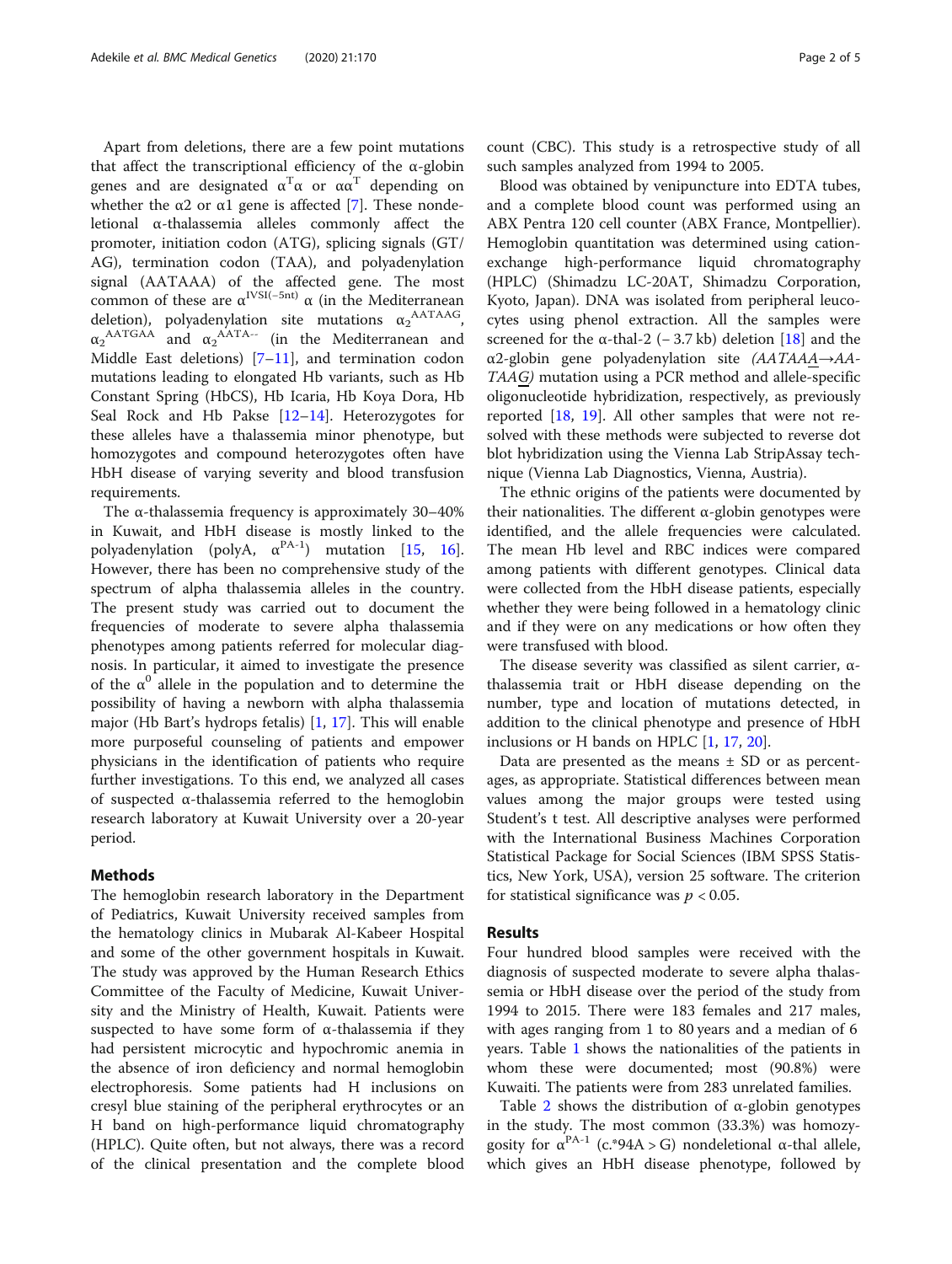Apart from deletions, there are a few point mutations that affect the transcriptional efficiency of the α-globin genes and are designated $\alpha^{T}\alpha$ or $\alpha\alpha^{T}$ depending on whether the α2 or α1 gene is affected [7]. These nondeletional α-thalassemia alleles commonly affect the promoter, initiation codon (ATG), splicing signals (GT/AG), termination codon (TAA), and polyadenylation signal (AATAAA) of the affected gene. The most common of these are $\alpha^{IVSI(-5nt)}\alpha$ (in the Mediterranean deletion), polyadenylation site mutations $\alpha_2^{AATAAG}$, $\alpha_2^{AATGAA}$ and $\alpha_2^{AATA--}$ (in the Mediterranean and Middle East deletions) [7–11], and termination codon mutations leading to elongated Hb variants, such as Hb Constant Spring (HbCS), Hb Icaria, Hb Koya Dora, Hb Seal Rock and Hb Pakse [12–14]. Heterozygotes for these alleles have a thalassemia minor phenotype, but homozygotes and compound heterozygotes often have HbH disease of varying severity and blood transfusion requirements.

The α-thalassemia frequency is approximately 30–40% in Kuwait, and HbH disease is mostly linked to the polyadenylation (polyA, $\alpha^{PA-1}$) mutation [15, 16]. However, there has been no comprehensive study of the spectrum of alpha thalassemia alleles in the country. The present study was carried out to document the frequencies of moderate to severe alpha thalassemia phenotypes among patients referred for molecular diagnosis. In particular, it aimed to investigate the presence of the $\alpha^{0}$ allele in the population and to determine the possibility of having a newborn with alpha thalassemia major (Hb Bart's hydrops fetalis) [1, 17]. This will enable more purposeful counseling of patients and empower physicians in the identification of patients who require further investigations. To this end, we analyzed all cases of suspected α-thalassemia referred to the hemoglobin research laboratory at Kuwait University over a 20-year period.

## Methods

The hemoglobin research laboratory in the Department of Pediatrics, Kuwait University received samples from the hematology clinics in Mubarak Al-Kabeer Hospital and some of the other government hospitals in Kuwait. The study was approved by the Human Research Ethics Committee of the Faculty of Medicine, Kuwait University and the Ministry of Health, Kuwait. Patients were suspected to have some form of α-thalassemia if they had persistent microcytic and hypochromic anemia in the absence of iron deficiency and normal hemoglobin electrophoresis. Some patients had H inclusions on cresyl blue staining of the peripheral erythrocytes or an H band on high-performance liquid chromatography (HPLC). Quite often, but not always, there was a record of the clinical presentation and the complete blood count (CBC). This study is a retrospective study of all such samples analyzed from 1994 to 2005.

Blood was obtained by venipuncture into EDTA tubes, and a complete blood count was performed using an ABX Pentra 120 cell counter (ABX France, Montpellier). Hemoglobin quantitation was determined using cation-exchange high-performance liquid chromatography (HPLC) (Shimadzu LC-20AT, Shimadzu Corporation, Kyoto, Japan). DNA was isolated from peripheral leucocytes using phenol extraction. All the samples were screened for the α-thal-2 (− 3.7 kb) deletion [18] and the α2-globin gene polyadenylation site *(AATAA<u>A</u>→AATAA<u>G</u>)* mutation using a PCR method and allele-specific oligonucleotide hybridization, respectively, as previously reported [18, 19]. All other samples that were not resolved with these methods were subjected to reverse dot blot hybridization using the Vienna Lab StripAssay technique (Vienna Lab Diagnostics, Vienna, Austria).

The ethnic origins of the patients were documented by their nationalities. The different α-globin genotypes were identified, and the allele frequencies were calculated. The mean Hb level and RBC indices were compared among patients with different genotypes. Clinical data were collected from the HbH disease patients, especially whether they were being followed in a hematology clinic and if they were on any medications or how often they were transfused with blood.

The disease severity was classified as silent carrier, α-thalassemia trait or HbH disease depending on the number, type and location of mutations detected, in addition to the clinical phenotype and presence of HbH inclusions or H bands on HPLC [1, 17, 20].

Data are presented as the means ± SD or as percentages, as appropriate. Statistical differences between mean values among the major groups were tested using Student's t test. All descriptive analyses were performed with the International Business Machines Corporation Statistical Package for Social Sciences (IBM SPSS Statistics, New York, USA), version 25 software. The criterion for statistical significance was $p < 0.05$.

## Results

Four hundred blood samples were received with the diagnosis of suspected moderate to severe alpha thalassemia or HbH disease over the period of the study from 1994 to 2015. There were 183 females and 217 males, with ages ranging from 1 to 80 years and a median of 6 years. Table 1 shows the nationalities of the patients in whom these were documented; most (90.8%) were Kuwaiti. The patients were from 283 unrelated families.

Table 2 shows the distribution of α-globin genotypes in the study. The most common (33.3%) was homozygosity for $\alpha^{PA-1}$ (c.*94A > G) nondeletional α-thal allele, which gives an HbH disease phenotype, followed by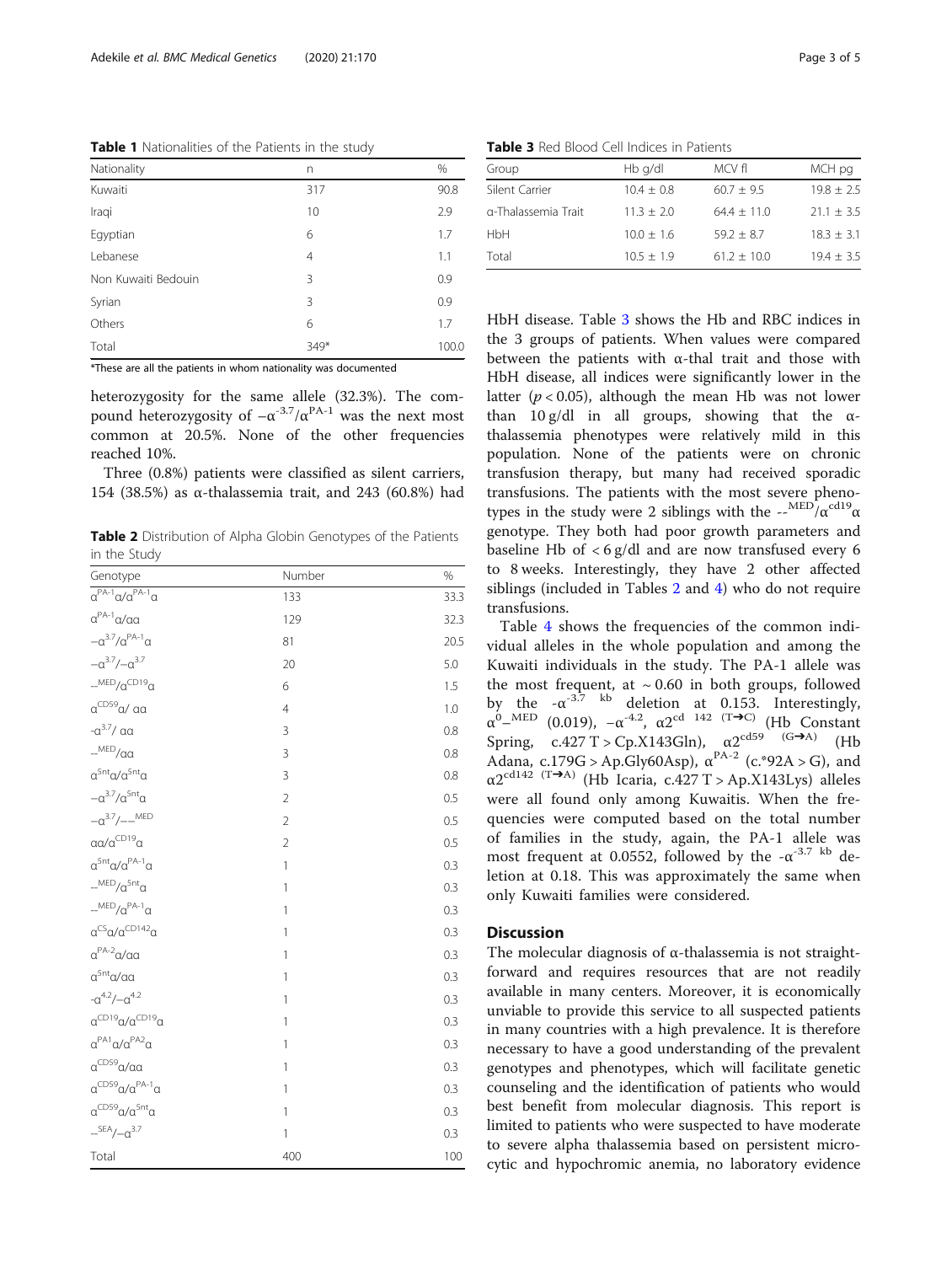**Table 1** Nationalities of the Patients in the study

| Nationality | n | % |
|---|---|---|
| Kuwaiti | 317 | 90.8 |
| Iraqi | 10 | 2.9 |
| Egyptian | 6 | 1.7 |
| Lebanese | 4 | 1.1 |
| Non Kuwaiti Bedouin | 3 | 0.9 |
| Syrian | 3 | 0.9 |
| Others | 6 | 1.7 |
| Total | 349* | 100.0 |

*These are all the patients in whom nationality was documented

heterozygosity for the same allele (32.3%). The compound heterozygosity of $-\alpha^{-3.7}/\alpha^{PA-1}$ was the next most common at 20.5%. None of the other frequencies reached 10%.

Three (0.8%) patients were classified as silent carriers, 154 (38.5%) as α-thalassemia trait, and 243 (60.8%) had HbH disease. Table 3 shows the Hb and RBC indices in the 3 groups of patients. When values were compared between the patients with α-thal trait and those with HbH disease, all indices were significantly lower in the latter ($p < 0.05$), although the mean Hb was not lower than 10 g/dl in all groups, showing that the α-thalassemia phenotypes were relatively mild in this population. None of the patients were on chronic transfusion therapy, but many had received sporadic transfusions. The patients with the most severe phenotypes in the study were 2 siblings with the $--^{MED}/\alpha^{cd19}\alpha$ genotype. They both had poor growth parameters and baseline Hb of < 6 g/dl and are now transfused every 6 to 8 weeks. Interestingly, they have 2 other affected siblings (included in Tables 2 and 4) who do not require transfusions.

**Table 2** Distribution of Alpha Globin Genotypes of the Patients in the Study

| Genotype | Number | % |
|---|---|---|
| $\alpha^{PA-1}\alpha/\alpha^{PA-1}\alpha$ | 133 | 33.3 |
| $\alpha^{PA-1}\alpha/\alpha\alpha$ | 129 | 32.3 |
| $-\alpha^{3.7}/\alpha^{PA-1}\alpha$ | 81 | 20.5 |
| $-\alpha^{3.7}/-\alpha^{3.7}$ | 20 | 5.0 |
| $--^{MED}/\alpha^{CD19}\alpha$ | 6 | 1.5 |
| $\alpha^{CD59}\alpha/\alpha\alpha$ | 4 | 1.0 |
| $-\alpha^{3.7}/\alpha\alpha$ | 3 | 0.8 |
| $--^{MED}/\alpha\alpha$ | 3 | 0.8 |
| $\alpha^{5nt}\alpha/\alpha^{5nt}\alpha$ | 3 | 0.8 |
| $-\alpha^{3.7}/\alpha^{5nt}\alpha$ | 2 | 0.5 |
| $-\alpha^{3.7}/--^{MED}$ | 2 | 0.5 |
| $\alpha\alpha/\alpha^{CD19}\alpha$ | 2 | 0.5 |
| $\alpha^{5nt}\alpha/\alpha^{PA-1}\alpha$ | 1 | 0.3 |
| $--^{MED}/\alpha^{5nt}\alpha$ | 1 | 0.3 |
| $--^{MED}/\alpha^{PA-1}\alpha$ | 1 | 0.3 |
| $\alpha^{CS}\alpha/\alpha^{CD142}\alpha$ | 1 | 0.3 |
| $\alpha^{PA-2}\alpha/\alpha\alpha$ | 1 | 0.3 |
| $\alpha^{5nt}\alpha/\alpha\alpha$ | 1 | 0.3 |
| $-\alpha^{4.2}/-\alpha^{4.2}$ | 1 | 0.3 |
| $\alpha^{CD19}\alpha/\alpha^{CD19}\alpha$ | 1 | 0.3 |
| $\alpha^{PA1}\alpha/\alpha^{PA2}\alpha$ | 1 | 0.3 |
| $\alpha^{CD59}\alpha/\alpha\alpha$ | 1 | 0.3 |
| $\alpha^{CD59}\alpha/\alpha^{PA-1}\alpha$ | 1 | 0.3 |
| $\alpha^{CD59}\alpha/\alpha^{5nt}\alpha$ | 1 | 0.3 |
| $--^{SEA}/-\alpha^{3.7}$ | 1 | 0.3 |
| Total | 400 | 100 |

**Table 3** Red Blood Cell Indices in Patients

| Group | Hb g/dl | MCV fl | MCH pg |
|---|---|---|---|
| Silent Carrier | 10.4 ± 0.8 | 60.7 ± 9.5 | 19.8 ± 2.5 |
| α-Thalassemia Trait | 11.3 ± 2.0 | 64.4 ± 11.0 | 21.1 ± 3.5 |
| HbH | 10.0 ± 1.6 | 59.2 ± 8.7 | 18.3 ± 3.1 |
| Total | 10.5 ± 1.9 | 61.2 ± 10.0 | 19.4 ± 3.5 |

Table 4 shows the frequencies of the common individual alleles in the whole population and among the Kuwaiti individuals in the study. The PA-1 allele was the most frequent, at ~ 0.60 in both groups, followed by the $-\alpha^{-3.7\ kb}$ deletion at 0.153. Interestingly, $\alpha^{0}-^{MED}$ (0.019), $-\alpha^{-4.2}$, $\alpha2^{cd\ 142\ (T\rightarrow C)}$ (Hb Constant Spring, c.427 T > Cp.X143Gln), $\alpha2^{cd59\ (G\rightarrow A)}$ (Hb Adana, c.179G > Ap.Gly60Asp), $\alpha^{PA-2}$ (c.*92A > G), and $\alpha2^{cd142\ (T\rightarrow A)}$ (Hb Icaria, c.427 T > Ap.X143Lys) alleles were all found only among Kuwaitis. When the frequencies were computed based on the total number of families in the study, again, the PA-1 allele was most frequent at 0.0552, followed by the $-\alpha^{-3.7\ kb}$ deletion at 0.18. This was approximately the same when only Kuwaiti families were considered.

## Discussion

The molecular diagnosis of α-thalassemia is not straightforward and requires resources that are not readily available in many centers. Moreover, it is economically unviable to provide this service to all suspected patients in many countries with a high prevalence. It is therefore necessary to have a good understanding of the prevalent genotypes and phenotypes, which will facilitate genetic counseling and the identification of patients who would best benefit from molecular diagnosis. This report is limited to patients who were suspected to have moderate to severe alpha thalassemia based on persistent microcytic and hypochromic anemia, no laboratory evidence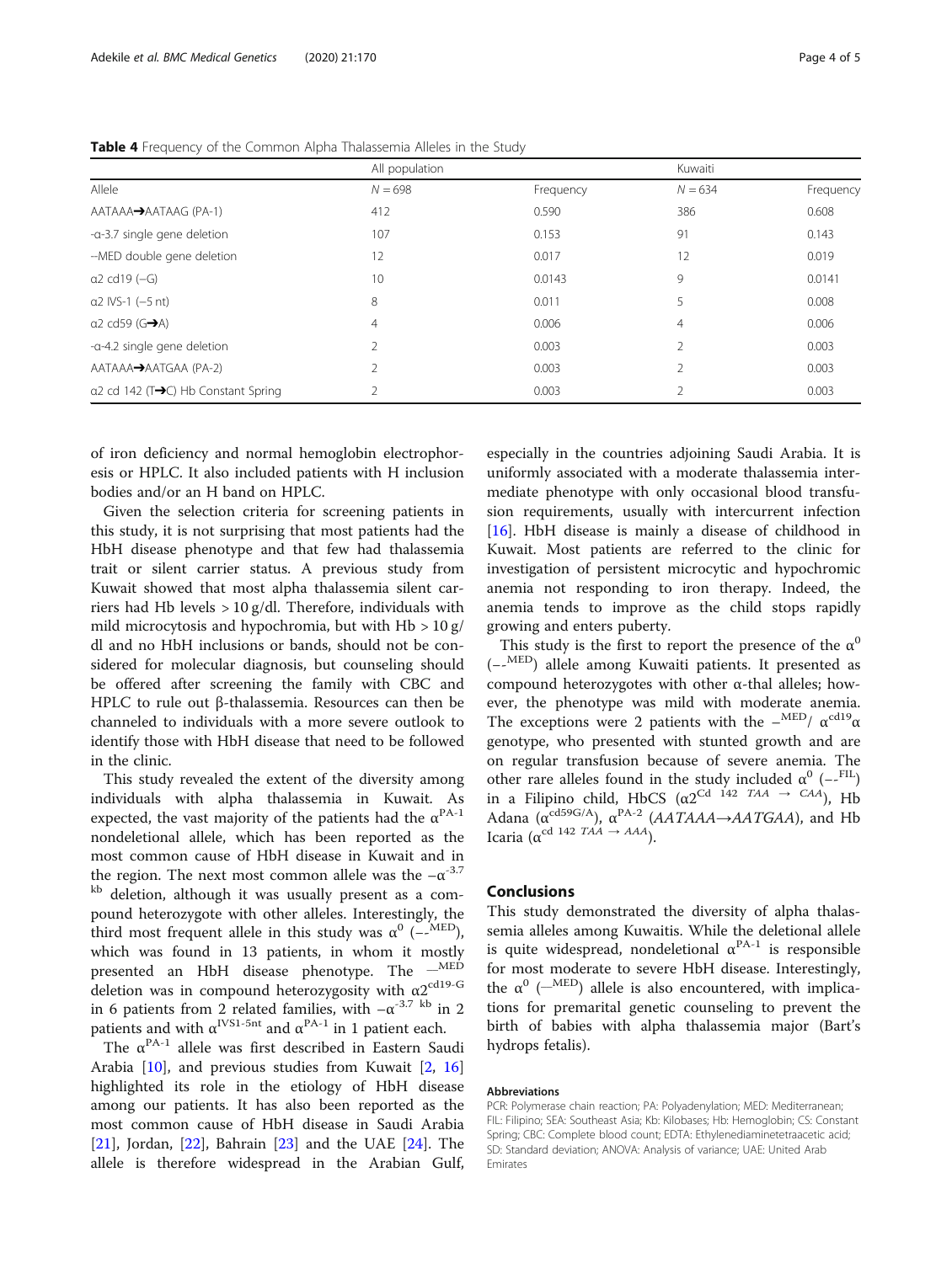**Table 4** Frequency of the Common Alpha Thalassemia Alleles in the Study

| | All population | | Kuwaiti | |
|---|---|---|---|---|
| Allele | $N = 698$ | Frequency | $N = 634$ | Frequency |
| AATAAA➔AATAAG (PA-1) | 412 | 0.590 | 386 | 0.608 |
| -α-3.7 single gene deletion | 107 | 0.153 | 91 | 0.143 |
| --MED double gene deletion | 12 | 0.017 | 12 | 0.019 |
| α2 cd19 (−G) | 10 | 0.0143 | 9 | 0.0141 |
| α2 IVS-1 (−5 nt) | 8 | 0.011 | 5 | 0.008 |
| α2 cd59 (G➔A) | 4 | 0.006 | 4 | 0.006 |
| -α-4.2 single gene deletion | 2 | 0.003 | 2 | 0.003 |
| AATAAA➔AATGAA (PA-2) | 2 | 0.003 | 2 | 0.003 |
| α2 cd 142 (T➔C) Hb Constant Spring | 2 | 0.003 | 2 | 0.003 |

of iron deficiency and normal hemoglobin electrophoresis or HPLC. It also included patients with H inclusion bodies and/or an H band on HPLC.

Given the selection criteria for screening patients in this study, it is not surprising that most patients had the HbH disease phenotype and that few had thalassemia trait or silent carrier status. A previous study from Kuwait showed that most alpha thalassemia silent carriers had Hb levels > 10 g/dl. Therefore, individuals with mild microcytosis and hypochromia, but with Hb > 10 g/dl and no HbH inclusions or bands, should not be considered for molecular diagnosis, but counseling should be offered after screening the family with CBC and HPLC to rule out β-thalassemia. Resources can then be channeled to individuals with a more severe outlook to identify those with HbH disease that need to be followed in the clinic.

This study revealed the extent of the diversity among individuals with alpha thalassemia in Kuwait. As expected, the vast majority of the patients had the $\alpha^{PA\text{-}1}$ nondeletional allele, which has been reported as the most common cause of HbH disease in Kuwait and in the region. The next most common allele was the $-\alpha^{-3.7\ kb}$ deletion, although it was usually present as a compound heterozygote with other alleles. Interestingly, the third most frequent allele in this study was $\alpha^0$ ($--^{MED}$), which was found in 13 patients, in whom it mostly presented an HbH disease phenotype. The $--^{MED}$ deletion was in compound heterozygosity with $\alpha2^{cd19\text{-}G}$ in 6 patients from 2 related families, with $-\alpha^{-3.7\ kb}$ in 2 patients and with $\alpha^{IVS1\text{-}5nt}$ and $\alpha^{PA\text{-}1}$ in 1 patient each.

The $\alpha^{PA\text{-}1}$ allele was first described in Eastern Saudi Arabia [10], and previous studies from Kuwait [2, 16] highlighted its role in the etiology of HbH disease among our patients. It has also been reported as the most common cause of HbH disease in Saudi Arabia [21], Jordan, [22], Bahrain [23] and the UAE [24]. The allele is therefore widespread in the Arabian Gulf, especially in the countries adjoining Saudi Arabia. It is uniformly associated with a moderate thalassemia intermediate phenotype with only occasional blood transfusion requirements, usually with intercurrent infection [16]. HbH disease is mainly a disease of childhood in Kuwait. Most patients are referred to the clinic for investigation of persistent microcytic and hypochromic anemia not responding to iron therapy. Indeed, the anemia tends to improve as the child stops rapidly growing and enters puberty.

This study is the first to report the presence of the $\alpha^0$ ($--^{MED}$) allele among Kuwaiti patients. It presented as compound heterozygotes with other α-thal alleles; however, the phenotype was mild with moderate anemia. The exceptions were 2 patients with the $--^{MED}/\ \alpha^{cd19}\alpha$ genotype, who presented with stunted growth and are on regular transfusion because of severe anemia. The other rare alleles found in the study included $\alpha^0$ ($--^{FIL}$) in a Filipino child, HbCS ($\alpha2^{Cd\ 142\ TAA\ \rightarrow\ CAA}$), Hb Adana ($\alpha^{cd59G/A}$), $\alpha^{PA\text{-}2}$ ($AATAAA \rightarrow AATGAA$), and Hb Icaria ($\alpha^{cd\ 142\ TAA\ \rightarrow\ AAA}$).

## Conclusions

This study demonstrated the diversity of alpha thalassemia alleles among Kuwaitis. While the deletional allele is quite widespread, nondeletional $\alpha^{PA\text{-}1}$ is responsible for most moderate to severe HbH disease. Interestingly, the $\alpha^0$ ($--^{MED}$) allele is also encountered, with implications for premarital genetic counseling to prevent the birth of babies with alpha thalassemia major (Bart's hydrops fetalis).

#### Abbreviations

PCR: Polymerase chain reaction; PA: Polyadenylation; MED: Mediterranean; FIL: Filipino; SEA: Southeast Asia; Kb: Kilobases; Hb: Hemoglobin; CS: Constant Spring; CBC: Complete blood count; EDTA: Ethylenediaminetetraacetic acid; SD: Standard deviation; ANOVA: Analysis of variance; UAE: United Arab Emirates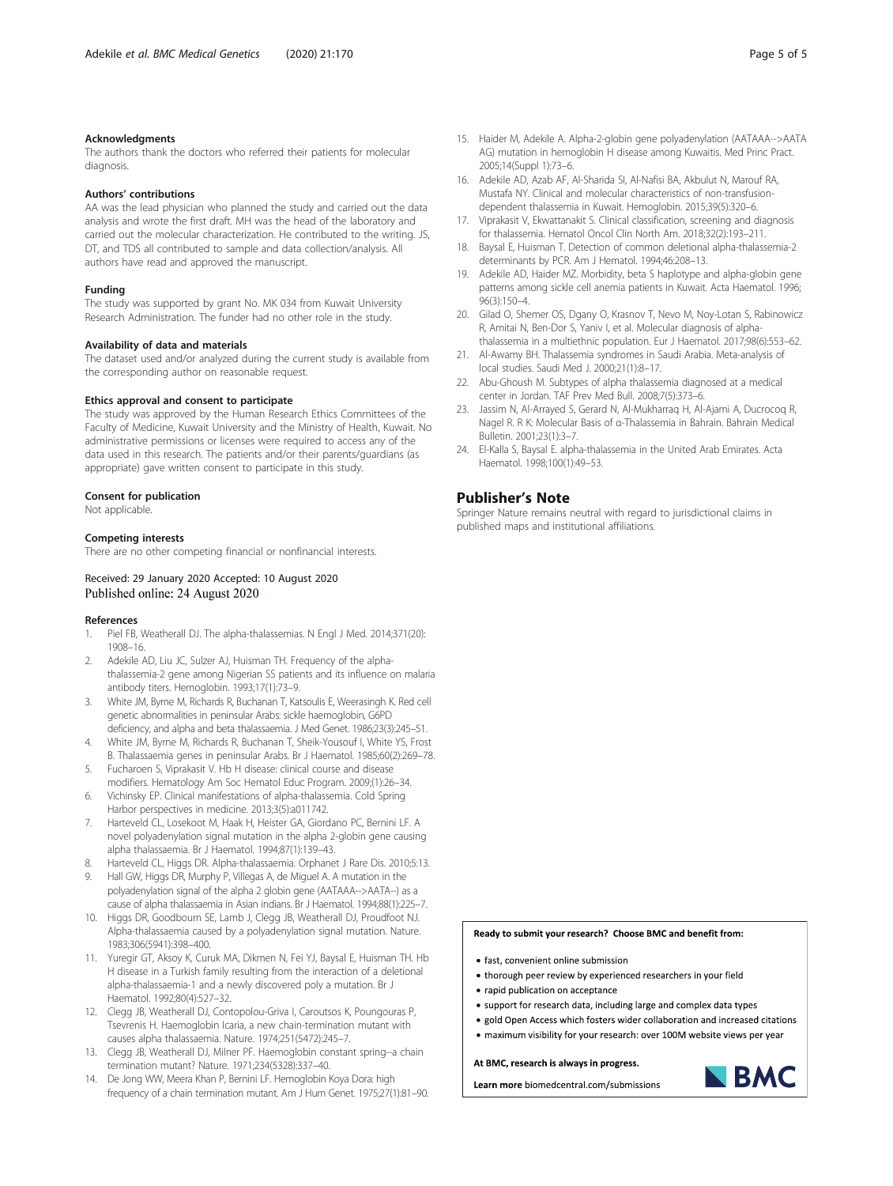### Acknowledgments

The authors thank the doctors who referred their patients for molecular diagnosis.

### Authors' contributions

AA was the lead physician who planned the study and carried out the data analysis and wrote the first draft. MH was the head of the laboratory and carried out the molecular characterization. He contributed to the writing. JS, DT, and TDS all contributed to sample and data collection/analysis. All authors have read and approved the manuscript.

### Funding

The study was supported by grant No. MK 034 from Kuwait University Research Administration. The funder had no other role in the study.

### Availability of data and materials

The dataset used and/or analyzed during the current study is available from the corresponding author on reasonable request.

### Ethics approval and consent to participate

The study was approved by the Human Research Ethics Committees of the Faculty of Medicine, Kuwait University and the Ministry of Health, Kuwait. No administrative permissions or licenses were required to access any of the data used in this research. The patients and/or their parents/guardians (as appropriate) gave written consent to participate in this study.

### Consent for publication

Not applicable.

### Competing interests

There are no other competing financial or nonfinancial interests.

Received: 29 January 2020 Accepted: 10 August 2020
Published online: 24 August 2020

### References

1. Piel FB, Weatherall DJ. The alpha-thalassemias. N Engl J Med. 2014;371(20): 1908–16.
2. Adekile AD, Liu JC, Sulzer AJ, Huisman TH. Frequency of the alpha-thalassemia-2 gene among Nigerian SS patients and its influence on malaria antibody titers. Hemoglobin. 1993;17(1):73–9.
3. White JM, Byrne M, Richards R, Buchanan T, Katsoulis E, Weerasingh K. Red cell genetic abnormalities in peninsular Arabs: sickle haemoglobin, G6PD deficiency, and alpha and beta thalassaemia. J Med Genet. 1986;23(3):245–51.
4. White JM, Byrne M, Richards R, Buchanan T, Sheik-Yousouf I, White YS, Frost B. Thalassaemia genes in peninsular Arabs. Br J Haematol. 1985;60(2):269–78.
5. Fucharoen S, Viprakasit V. Hb H disease: clinical course and disease modifiers. Hematology Am Soc Hematol Educ Program. 2009;(1):26–34.
6. Vichinsky EP. Clinical manifestations of alpha-thalassemia. Cold Spring Harbor perspectives in medicine. 2013;3(5):a011742.
7. Harteveld CL, Losekoot M, Haak H, Heister GA, Giordano PC, Bernini LF. A novel polyadenylation signal mutation in the alpha 2-globin gene causing alpha thalassaemia. Br J Haematol. 1994;87(1):139–43.
8. Harteveld CL, Higgs DR. Alpha-thalassaemia. Orphanet J Rare Dis. 2010;5:13.
9. Hall GW, Higgs DR, Murphy P, Villegas A, de Miguel A. A mutation in the polyadenylation signal of the alpha 2 globin gene (AATAAA-->AATA--) as a cause of alpha thalassaemia in Asian indians. Br J Haematol. 1994;88(1):225–7.
10. Higgs DR, Goodbourn SE, Lamb J, Clegg JB, Weatherall DJ, Proudfoot NJ. Alpha-thalassaemia caused by a polyadenylation signal mutation. Nature. 1983;306(5941):398–400.
11. Yuregir GT, Aksoy K, Curuk MA, Dikmen N, Fei YJ, Baysal E, Huisman TH. Hb H disease in a Turkish family resulting from the interaction of a deletional alpha-thalassaemia-1 and a newly discovered poly a mutation. Br J Haematol. 1992;80(4):527–32.
12. Clegg JB, Weatherall DJ, Contopolou-Griva I, Caroutsos K, Poungouras P, Tsevrenis H. Haemoglobin Icaria, a new chain-termination mutant with causes alpha thalassaemia. Nature. 1974;251(5472):245–7.
13. Clegg JB, Weatherall DJ, Milner PF. Haemoglobin constant spring--a chain termination mutant? Nature. 1971;234(5328):337–40.
14. De Jong WW, Meera Khan P, Bernini LF. Hemoglobin Koya Dora: high frequency of a chain termination mutant. Am J Hum Genet. 1975;27(1):81–90.
15. Haider M, Adekile A. Alpha-2-globin gene polyadenylation (AATAAA-->AATA AG) mutation in hemoglobin H disease among Kuwaitis. Med Princ Pract. 2005;14(Suppl 1):73–6.
16. Adekile AD, Azab AF, Al-Sharida SI, Al-Nafisi BA, Akbulut N, Marouf RA, Mustafa NY. Clinical and molecular characteristics of non-transfusion-dependent thalassemia in Kuwait. Hemoglobin. 2015;39(5):320–6.
17. Viprakasit V, Ekwattanakit S. Clinical classification, screening and diagnosis for thalassemia. Hematol Oncol Clin North Am. 2018;32(2):193–211.
18. Baysal E, Huisman T. Detection of common deletional alpha-thalassemia-2 determinants by PCR. Am J Hematol. 1994;46:208–13.
19. Adekile AD, Haider MZ. Morbidity, beta S haplotype and alpha-globin gene patterns among sickle cell anemia patients in Kuwait. Acta Haematol. 1996; 96(3):150–4.
20. Gilad O, Shemer OS, Dgany O, Krasnov T, Nevo M, Noy-Lotan S, Rabinowicz R, Amitai N, Ben-Dor S, Yaniv I, et al. Molecular diagnosis of alpha-thalassemia in a multiethnic population. Eur J Haematol. 2017;98(6):553–62.
21. Al-Awamy BH. Thalassemia syndromes in Saudi Arabia. Meta-analysis of local studies. Saudi Med J. 2000;21(1):8–17.
22. Abu-Ghoush M. Subtypes of alpha thalassemia diagnosed at a medical center in Jordan. TAF Prev Med Bull. 2008;7(5):373–6.
23. Jassim N, Al-Arrayed S, Gerard N, Al-Mukharraq H, Al-Ajami A, Ducrocoq R, Nagel R. R K: Molecular Basis of α-Thalassemia in Bahrain. Bahrain Medical Bulletin. 2001;23(1):3–7.
24. El-Kalla S, Baysal E. alpha-thalassemia in the United Arab Emirates. Acta Haematol. 1998;100(1):49–53.

## Publisher's Note

Springer Nature remains neutral with regard to jurisdictional claims in published maps and institutional affiliations.

**Ready to submit your research? Choose BMC and benefit from:**

- fast, convenient online submission
- thorough peer review by experienced researchers in your field
- rapid publication on acceptance
- support for research data, including large and complex data types
- gold Open Access which fosters wider collaboration and increased citations
- maximum visibility for your research: over 100M website views per year

**At BMC, research is always in progress.**

**Learn more** biomedcentral.com/submissions